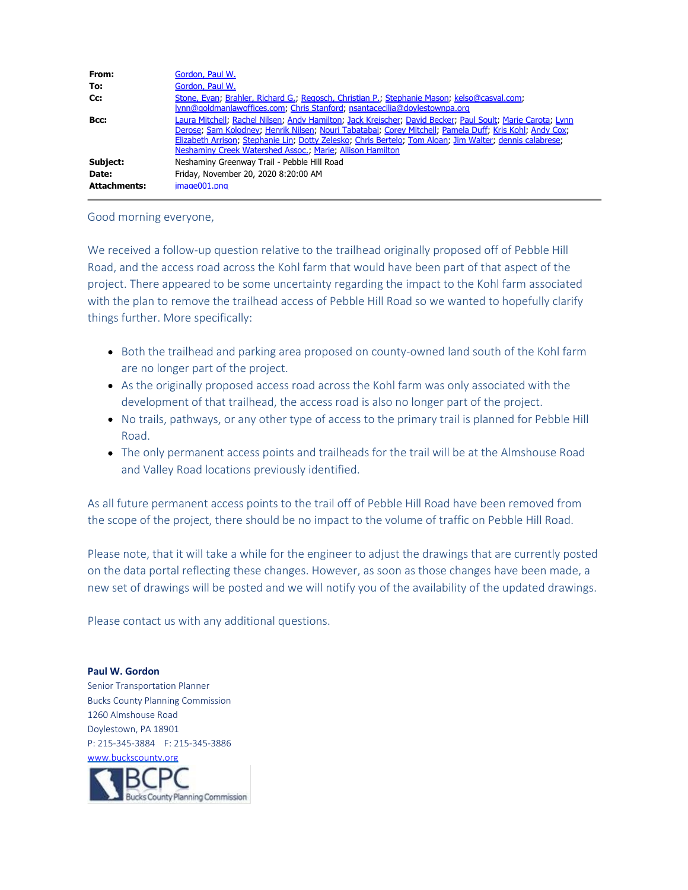| | |
|---|---|
| **From:** | Gordon, Paul W. |
| **To:** | Gordon, Paul W. |
| **Cc:** | Stone, Evan; Brahler, Richard G.; Regosch, Christian P.; Stephanie Mason; kelso@casval.com; lynn@goldmanlawoffices.com; Chris Stanford; nsantacecilia@doylestownpa.org |
| **Bcc:** | Laura Mitchell; Rachel Nilsen; Andy Hamilton; Jack Kreischer; David Becker; Paul Soult; Marie Carota; Lynn Derose; Sam Kolodney; Henrik Nilsen; Nouri Tabatabai; Corey Mitchell; Pamela Duff; Kris Kohl; Andy Cox; Elizabeth Arrison; Stephanie Lin; Dotty Zelesko; Chris Bertelo; Tom Aloan; Jim Walter; dennis calabrese; Neshaminy Creek Watershed Assoc.; Marie; Allison Hamilton |
| **Subject:** | Neshaminy Greenway Trail - Pebble Hill Road |
| **Date:** | Friday, November 20, 2020 8:20:00 AM |
| **Attachments:** | image001.png |

Good morning everyone,

We received a follow-up question relative to the trailhead originally proposed off of Pebble Hill Road, and the access road across the Kohl farm that would have been part of that aspect of the project. There appeared to be some uncertainty regarding the impact to the Kohl farm associated with the plan to remove the trailhead access of Pebble Hill Road so we wanted to hopefully clarify things further. More specifically:

- Both the trailhead and parking area proposed on county-owned land south of the Kohl farm are no longer part of the project.
- As the originally proposed access road across the Kohl farm was only associated with the development of that trailhead, the access road is also no longer part of the project.
- No trails, pathways, or any other type of access to the primary trail is planned for Pebble Hill Road.
- The only permanent access points and trailheads for the trail will be at the Almshouse Road and Valley Road locations previously identified.

As all future permanent access points to the trail off of Pebble Hill Road have been removed from the scope of the project, there should be no impact to the volume of traffic on Pebble Hill Road.

Please note, that it will take a while for the engineer to adjust the drawings that are currently posted on the data portal reflecting these changes. However, as soon as those changes have been made, a new set of drawings will be posted and we will notify you of the availability of the updated drawings.

Please contact us with any additional questions.

**Paul W. Gordon**
Senior Transportation Planner
Bucks County Planning Commission
1260 Almshouse Road
Doylestown, PA 18901
P: 215-345-3884 F: 215-345-3886
www.buckscounty.org

BCPC Bucks County Planning Commission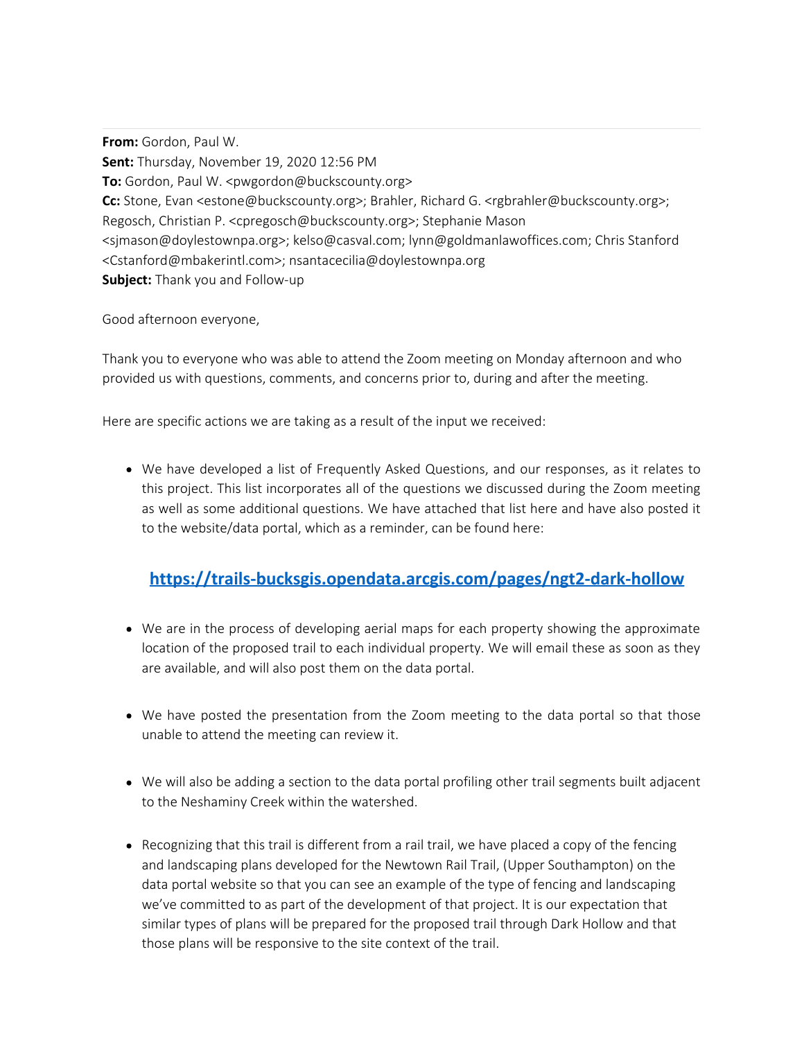**From:** Gordon, Paul W.
**Sent:** Thursday, November 19, 2020 12:56 PM
**To:** Gordon, Paul W. <pwgordon@buckscounty.org>
**Cc:** Stone, Evan <estone@buckscounty.org>; Brahler, Richard G. <rgbrahler@buckscounty.org>; Regosch, Christian P. <cpregosch@buckscounty.org>; Stephanie Mason <sjmason@doylestownpa.org>; kelso@casval.com; lynn@goldmanlawoffices.com; Chris Stanford <Cstanford@mbakerintl.com>; nsantacecilia@doylestownpa.org
**Subject:** Thank you and Follow-up

Good afternoon everyone,

Thank you to everyone who was able to attend the Zoom meeting on Monday afternoon and who provided us with questions, comments, and concerns prior to, during and after the meeting.

Here are specific actions we are taking as a result of the input we received:

- We have developed a list of Frequently Asked Questions, and our responses, as it relates to this project. This list incorporates all of the questions we discussed during the Zoom meeting as well as some additional questions. We have attached that list here and have also posted it to the website/data portal, which as a reminder, can be found here:

  **https://trails-bucksgis.opendata.arcgis.com/pages/ngt2-dark-hollow**

- We are in the process of developing aerial maps for each property showing the approximate location of the proposed trail to each individual property. We will email these as soon as they are available, and will also post them on the data portal.

- We have posted the presentation from the Zoom meeting to the data portal so that those unable to attend the meeting can review it.

- We will also be adding a section to the data portal profiling other trail segments built adjacent to the Neshaminy Creek within the watershed.

- Recognizing that this trail is different from a rail trail, we have placed a copy of the fencing and landscaping plans developed for the Newtown Rail Trail, (Upper Southampton) on the data portal website so that you can see an example of the type of fencing and landscaping we've committed to as part of the development of that project. It is our expectation that similar types of plans will be prepared for the proposed trail through Dark Hollow and that those plans will be responsive to the site context of the trail.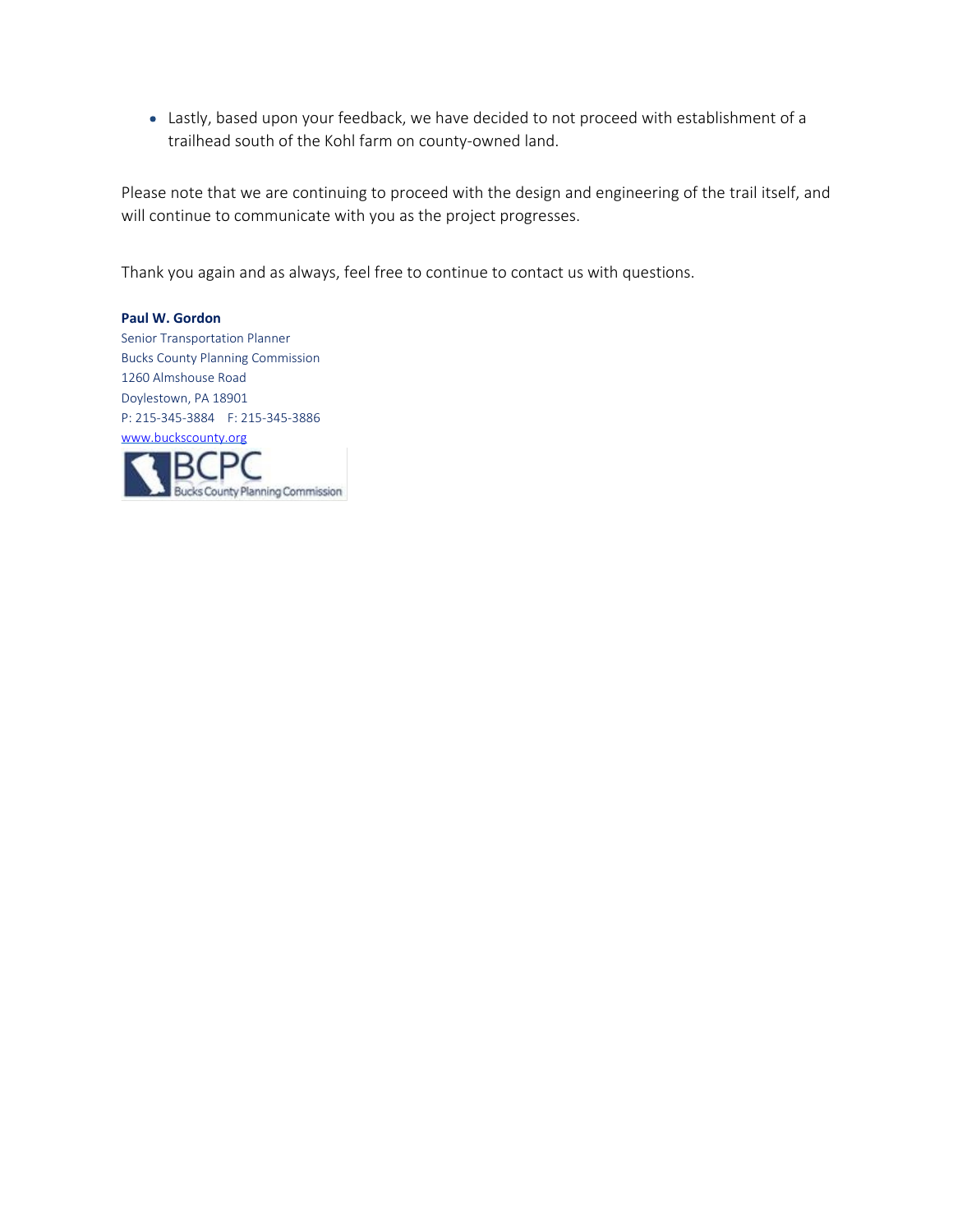- Lastly, based upon your feedback, we have decided to not proceed with establishment of a trailhead south of the Kohl farm on county-owned land.

Please note that we are continuing to proceed with the design and engineering of the trail itself, and will continue to communicate with you as the project progresses.

Thank you again and as always, feel free to continue to contact us with questions.

**Paul W. Gordon**
Senior Transportation Planner
Bucks County Planning Commission
1260 Almshouse Road
Doylestown, PA 18901
P: 215-345-3884    F: 215-345-3886
www.buckscounty.org

BCPC
Bucks County Planning Commission